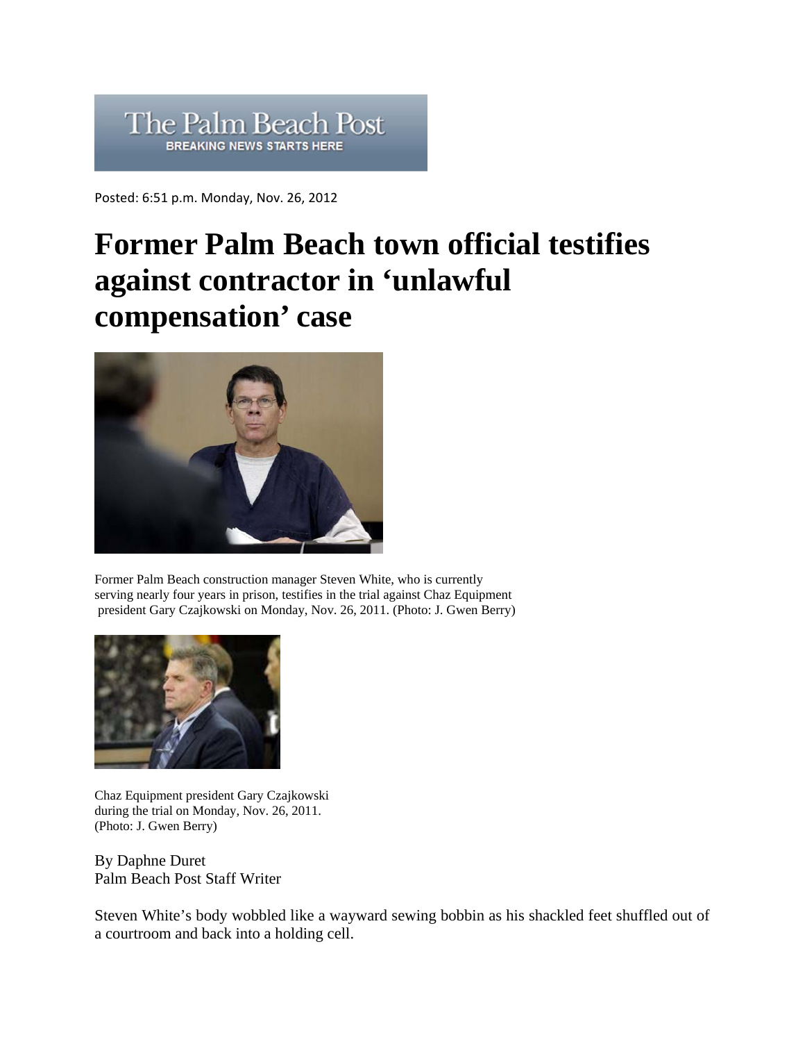The Palm Beach Post

BREAKING NEWS STARTS HERE

Posted: 6:51 p.m. Monday, Nov. 26, 2012

# Former Palm Beach town official testifies against contractor in 'unlawful compensation' case

Former Palm Beach construction manager Steven White, who is currently serving nearly four years in prison, testifies in the trial against Chaz Equipment president Gary Czajkowski on Monday, Nov. 26, 2011. (Photo: J. Gwen Berry)

Chaz Equipment president Gary Czajkowski during the trial on Monday, Nov. 26, 2011. (Photo: J. Gwen Berry)

By Daphne Duret
Palm Beach Post Staff Writer

Steven White's body wobbled like a wayward sewing bobbin as his shackled feet shuffled out of a courtroom and back into a holding cell.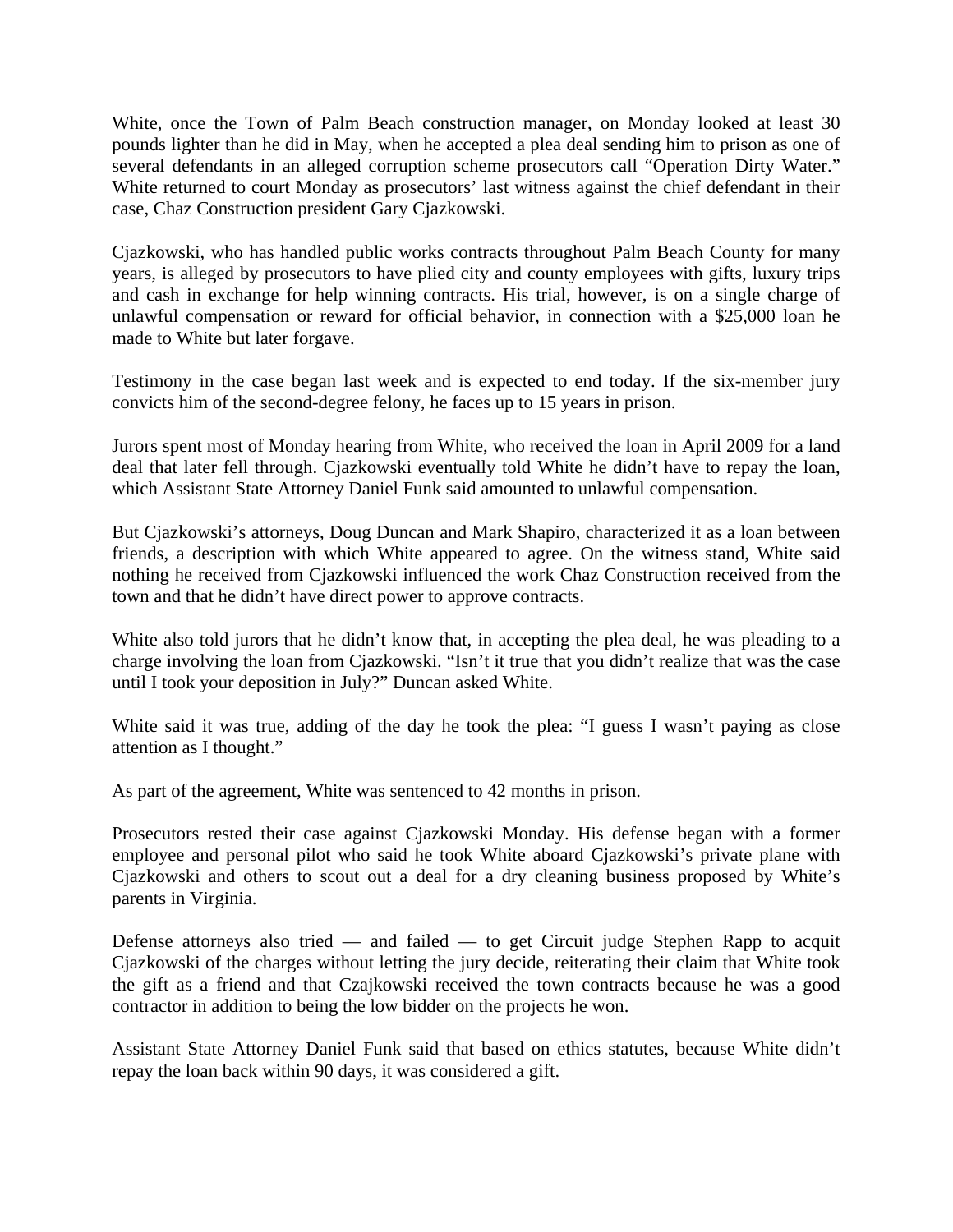White, once the Town of Palm Beach construction manager, on Monday looked at least 30 pounds lighter than he did in May, when he accepted a plea deal sending him to prison as one of several defendants in an alleged corruption scheme prosecutors call “Operation Dirty Water.” White returned to court Monday as prosecutors’ last witness against the chief defendant in their case, Chaz Construction president Gary Cjazkowski.

Cjazkowski, who has handled public works contracts throughout Palm Beach County for many years, is alleged by prosecutors to have plied city and county employees with gifts, luxury trips and cash in exchange for help winning contracts. His trial, however, is on a single charge of unlawful compensation or reward for official behavior, in connection with a $25,000 loan he made to White but later forgave.

Testimony in the case began last week and is expected to end today. If the six-member jury convicts him of the second-degree felony, he faces up to 15 years in prison.

Jurors spent most of Monday hearing from White, who received the loan in April 2009 for a land deal that later fell through. Cjazkowski eventually told White he didn’t have to repay the loan, which Assistant State Attorney Daniel Funk said amounted to unlawful compensation.

But Cjazkowski’s attorneys, Doug Duncan and Mark Shapiro, characterized it as a loan between friends, a description with which White appeared to agree. On the witness stand, White said nothing he received from Cjazkowski influenced the work Chaz Construction received from the town and that he didn’t have direct power to approve contracts.

White also told jurors that he didn’t know that, in accepting the plea deal, he was pleading to a charge involving the loan from Cjazkowski. “Isn’t it true that you didn’t realize that was the case until I took your deposition in July?” Duncan asked White.

White said it was true, adding of the day he took the plea: “I guess I wasn’t paying as close attention as I thought.”

As part of the agreement, White was sentenced to 42 months in prison.

Prosecutors rested their case against Cjazkowski Monday. His defense began with a former employee and personal pilot who said he took White aboard Cjazkowski’s private plane with Cjazkowski and others to scout out a deal for a dry cleaning business proposed by White’s parents in Virginia.

Defense attorneys also tried — and failed — to get Circuit judge Stephen Rapp to acquit Cjazkowski of the charges without letting the jury decide, reiterating their claim that White took the gift as a friend and that Czajkowski received the town contracts because he was a good contractor in addition to being the low bidder on the projects he won.

Assistant State Attorney Daniel Funk said that based on ethics statutes, because White didn’t repay the loan back within 90 days, it was considered a gift.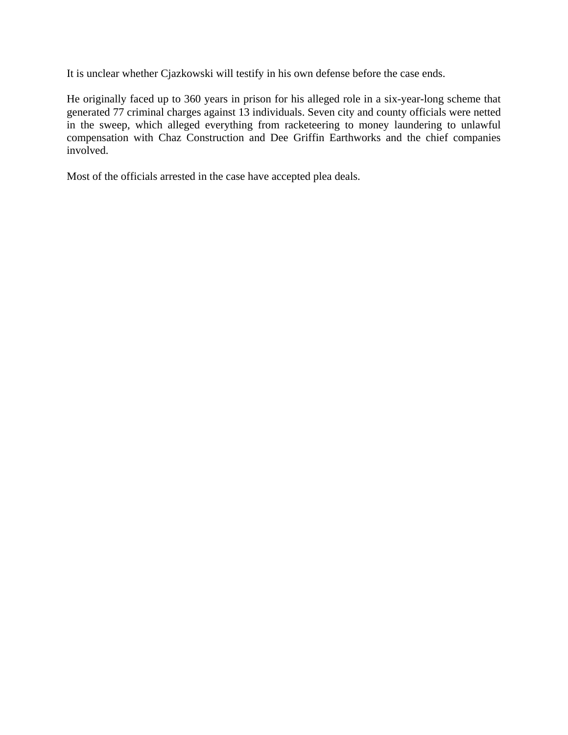It is unclear whether Cjazkowski will testify in his own defense before the case ends.

He originally faced up to 360 years in prison for his alleged role in a six-year-long scheme that generated 77 criminal charges against 13 individuals. Seven city and county officials were netted in the sweep, which alleged everything from racketeering to money laundering to unlawful compensation with Chaz Construction and Dee Griffin Earthworks and the chief companies involved.

Most of the officials arrested in the case have accepted plea deals.